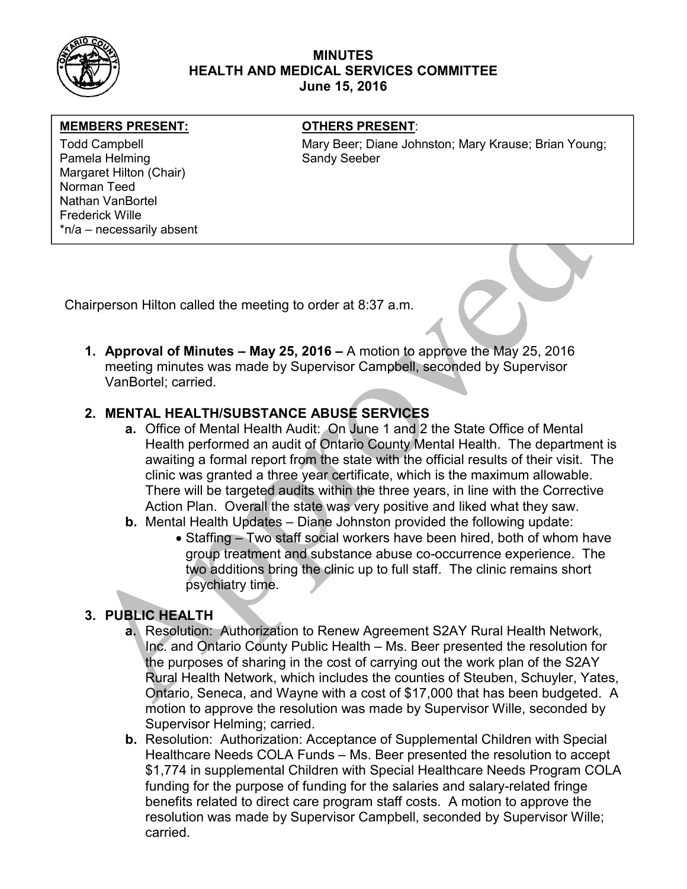# MINUTES
## HEALTH AND MEDICAL SERVICES COMMITTEE
### June 15, 2016

| MEMBERS PRESENT: | OTHERS PRESENT: |
| --- | --- |
| Todd Campbell<br>Pamela Helming<br>Margaret Hilton (Chair)<br>Norman Teed<br>Nathan VanBortel<br>Frederick Wille<br>*n/a – necessarily absent | Mary Beer; Diane Johnston; Mary Krause; Brian Young; Sandy Seeber |

Chairperson Hilton called the meeting to order at 8:37 a.m.

1. **Approval of Minutes – May 25, 2016 –** A motion to approve the May 25, 2016 meeting minutes was made by Supervisor Campbell, seconded by Supervisor VanBortel; carried.

2. **MENTAL HEALTH/SUBSTANCE ABUSE SERVICES**
   - **a.** Office of Mental Health Audit: On June 1 and 2 the State Office of Mental Health performed an audit of Ontario County Mental Health. The department is awaiting a formal report from the state with the official results of their visit. The clinic was granted a three year certificate, which is the maximum allowable. There will be targeted audits within the three years, in line with the Corrective Action Plan. Overall the state was very positive and liked what they saw.
   - **b.** Mental Health Updates – Diane Johnston provided the following update:
     - Staffing – Two staff social workers have been hired, both of whom have group treatment and substance abuse co-occurrence experience. The two additions bring the clinic up to full staff. The clinic remains short psychiatry time.

3. **PUBLIC HEALTH**
   - **a.** Resolution: Authorization to Renew Agreement S2AY Rural Health Network, Inc. and Ontario County Public Health – Ms. Beer presented the resolution for the purposes of sharing in the cost of carrying out the work plan of the S2AY Rural Health Network, which includes the counties of Steuben, Schuyler, Yates, Ontario, Seneca, and Wayne with a cost of $17,000 that has been budgeted. A motion to approve the resolution was made by Supervisor Wille, seconded by Supervisor Helming; carried.
   - **b.** Resolution: Authorization: Acceptance of Supplemental Children with Special Healthcare Needs COLA Funds – Ms. Beer presented the resolution to accept $1,774 in supplemental Children with Special Healthcare Needs Program COLA funding for the purpose of funding for the salaries and salary-related fringe benefits related to direct care program staff costs. A motion to approve the resolution was made by Supervisor Campbell, seconded by Supervisor Wille; carried.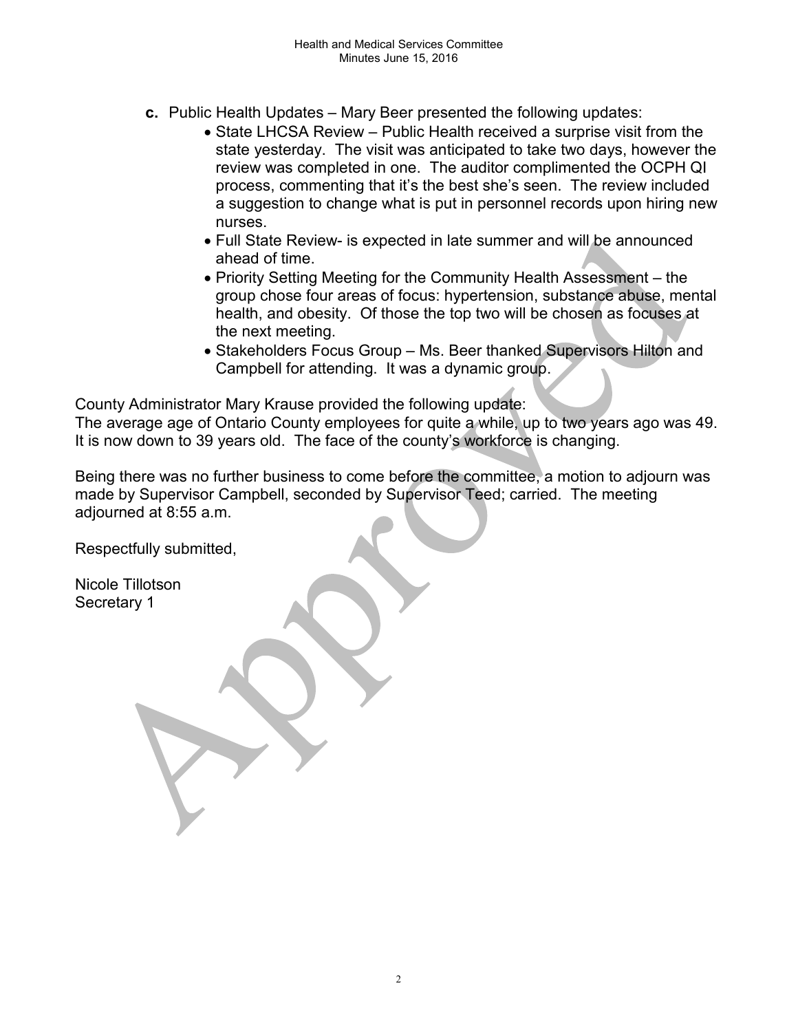**c.** Public Health Updates – Mary Beer presented the following updates:

- State LHCSA Review – Public Health received a surprise visit from the state yesterday. The visit was anticipated to take two days, however the review was completed in one. The auditor complimented the OCPH QI process, commenting that it's the best she's seen. The review included a suggestion to change what is put in personnel records upon hiring new nurses.
- Full State Review- is expected in late summer and will be announced ahead of time.
- Priority Setting Meeting for the Community Health Assessment – the group chose four areas of focus: hypertension, substance abuse, mental health, and obesity. Of those the top two will be chosen as focuses at the next meeting.
- Stakeholders Focus Group – Ms. Beer thanked Supervisors Hilton and Campbell for attending. It was a dynamic group.

County Administrator Mary Krause provided the following update:
The average age of Ontario County employees for quite a while, up to two years ago was 49. It is now down to 39 years old. The face of the county's workforce is changing.

Being there was no further business to come before the committee, a motion to adjourn was made by Supervisor Campbell, seconded by Supervisor Teed; carried. The meeting adjourned at 8:55 a.m.

Respectfully submitted,

Nicole Tillotson
Secretary 1